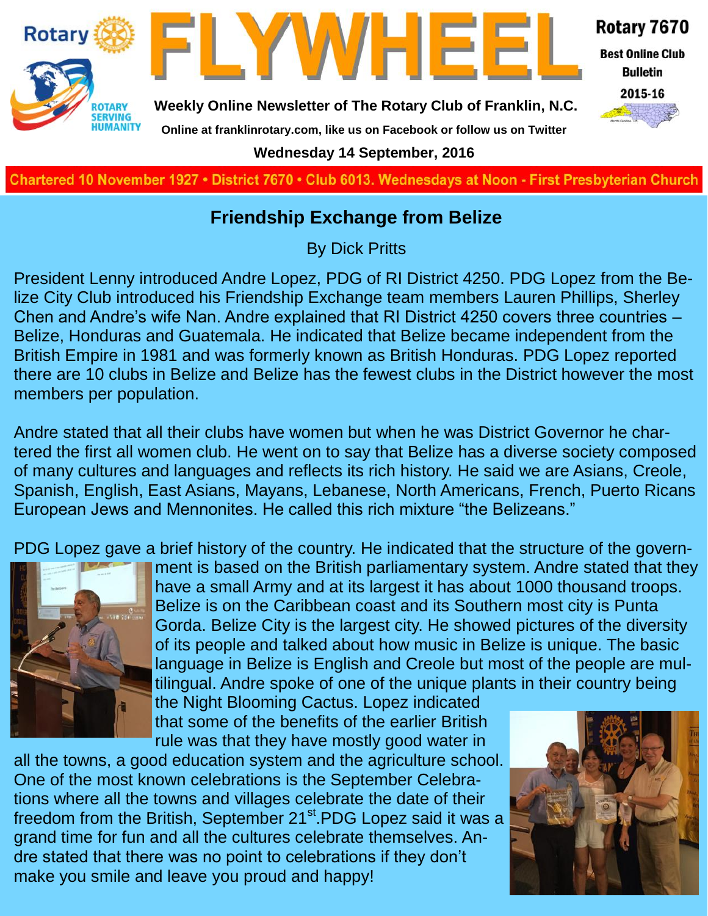# FLYWHEEL

**Rotary 7670**
**Best Online Club Bulletin**
**2015-16**

**Weekly Online Newsletter of The Rotary Club of Franklin, N.C.**

**Online at franklinrotary.com, like us on Facebook or follow us on Twitter**

**Wednesday 14 September, 2016**

**Chartered 10 November 1927 • District 7670 • Club 6013. Wednesdays at Noon - First Presbyterian Church**

## Friendship Exchange from Belize

By Dick Pritts

President Lenny introduced Andre Lopez, PDG of RI District 4250. PDG Lopez from the Belize City Club introduced his Friendship Exchange team members Lauren Phillips, Sherley Chen and Andre's wife Nan. Andre explained that RI District 4250 covers three countries – Belize, Honduras and Guatemala. He indicated that Belize became independent from the British Empire in 1981 and was formerly known as British Honduras. PDG Lopez reported there are 10 clubs in Belize and Belize has the fewest clubs in the District however the most members per population.

Andre stated that all their clubs have women but when he was District Governor he chartered the first all women club. He went on to say that Belize has a diverse society composed of many cultures and languages and reflects its rich history. He said we are Asians, Creole, Spanish, English, East Asians, Mayans, Lebanese, North Americans, French, Puerto Ricans European Jews and Mennonites. He called this rich mixture "the Belizeans."

PDG Lopez gave a brief history of the country. He indicated that the structure of the government is based on the British parliamentary system. Andre stated that they have a small Army and at its largest it has about 1000 thousand troops. Belize is on the Caribbean coast and its Southern most city is Punta Gorda. Belize City is the largest city. He showed pictures of the diversity of its people and talked about how music in Belize is unique. The basic language in Belize is English and Creole but most of the people are multilingual. Andre spoke of one of the unique plants in their country being the Night Blooming Cactus. Lopez indicated that some of the benefits of the earlier British rule was that they have mostly good water in all the towns, a good education system and the agriculture school. One of the most known celebrations is the September Celebrations where all the towns and villages celebrate the date of their freedom from the British, September 21st.PDG Lopez said it was a grand time for fun and all the cultures celebrate themselves. Andre stated that there was no point to celebrations if they don't make you smile and leave you proud and happy!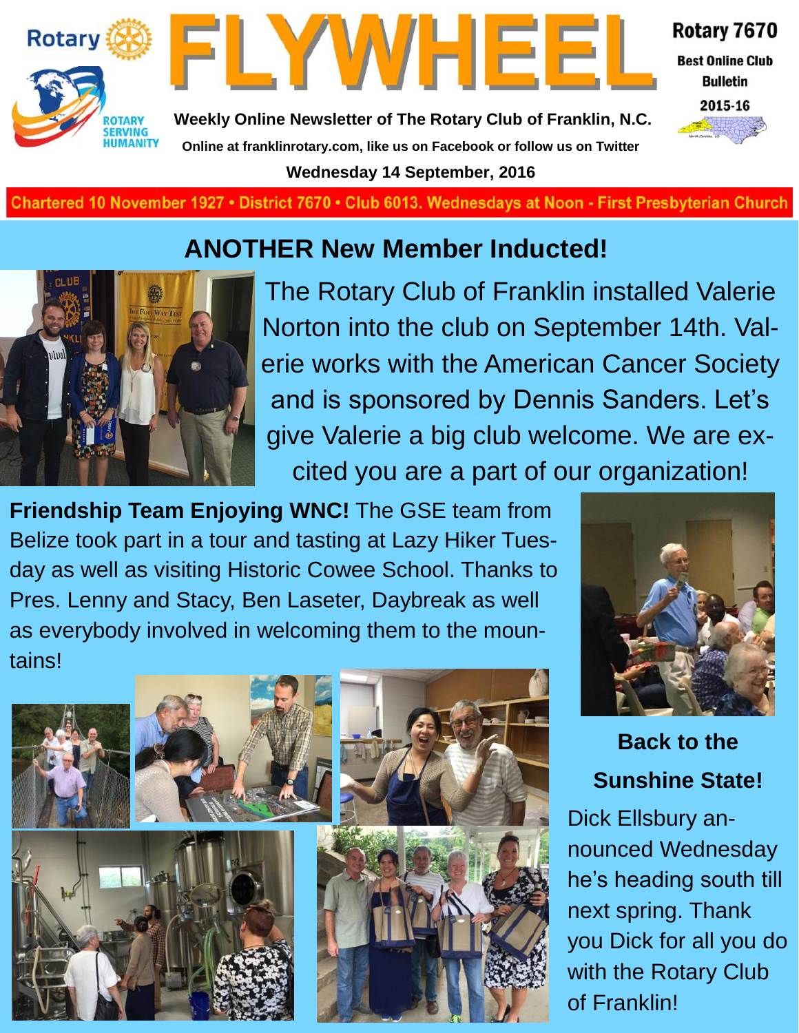# FLYWHEEL

**Rotary 7670**
**Best Online Club Bulletin**
**2015-16**

**Weekly Online Newsletter of The Rotary Club of Franklin, N.C.**

**Online at franklinrotary.com, like us on Facebook or follow us on Twitter**

**Wednesday 14 September, 2016**

Chartered 10 November 1927 • District 7670 • Club 6013. Wednesdays at Noon - First Presbyterian Church

## ANOTHER New Member Inducted!

The Rotary Club of Franklin installed Valerie Norton into the club on September 14th. Valerie works with the American Cancer Society and is sponsored by Dennis Sanders. Let's give Valerie a big club welcome. We are excited you are a part of our organization!

**Friendship Team Enjoying WNC!** The GSE team from Belize took part in a tour and tasting at Lazy Hiker Tuesday as well as visiting Historic Cowee School. Thanks to Pres. Lenny and Stacy, Ben Laseter, Daybreak as well as everybody involved in welcoming them to the mountains!

### Back to the Sunshine State!

Dick Ellsbury announced Wednesday he's heading south till next spring. Thank you Dick for all you do with the Rotary Club of Franklin!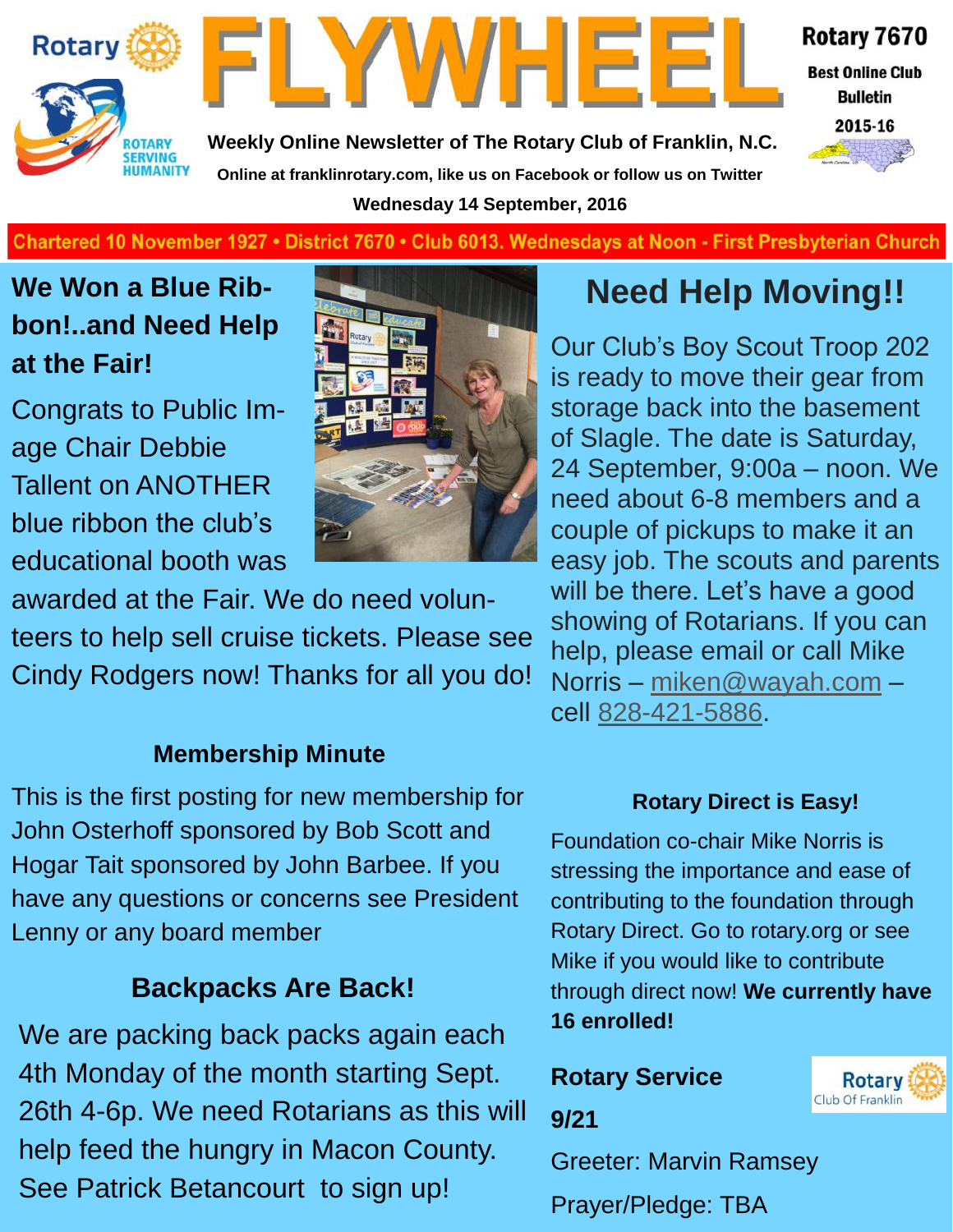# FLYWHEEL

Rotary 7670 Best Online Club Bulletin 2015-16

**Weekly Online Newsletter of The Rotary Club of Franklin, N.C.**

**Online at franklinrotary.com, like us on Facebook or follow us on Twitter**

**Wednesday 14 September, 2016**

**Chartered 10 November 1927 • District 7670 • Club 6013. Wednesdays at Noon - First Presbyterian Church**

## We Won a Blue Ribbon!..and Need Help at the Fair!

Congrats to Public Image Chair Debbie Tallent on ANOTHER blue ribbon the club's educational booth was awarded at the Fair. We do need volunteers to help sell cruise tickets. Please see Cindy Rodgers now! Thanks for all you do!

### Membership Minute

This is the first posting for new membership for John Osterhoff sponsored by Bob Scott and Hogar Tait sponsored by John Barbee. If you have any questions or concerns see President Lenny or any board member

## Backpacks Are Back!

We are packing back packs again each 4th Monday of the month starting Sept. 26th 4-6p. We need Rotarians as this will help feed the hungry in Macon County. See Patrick Betancourt to sign up!

## Need Help Moving!!

Our Club's Boy Scout Troop 202 is ready to move their gear from storage back into the basement of Slagle. The date is Saturday, 24 September, 9:00a – noon. We need about 6-8 members and a couple of pickups to make it an easy job. The scouts and parents will be there. Let's have a good showing of Rotarians. If you can help, please email or call Mike Norris – miken@wayah.com – cell 828-421-5886.

### Rotary Direct is Easy!

Foundation co-chair Mike Norris is stressing the importance and ease of contributing to the foundation through Rotary Direct. Go to rotary.org or see Mike if you would like to contribute through direct now! **We currently have 16 enrolled!**

**Rotary Service**

**9/21**

Greeter: Marvin Ramsey

Prayer/Pledge: TBA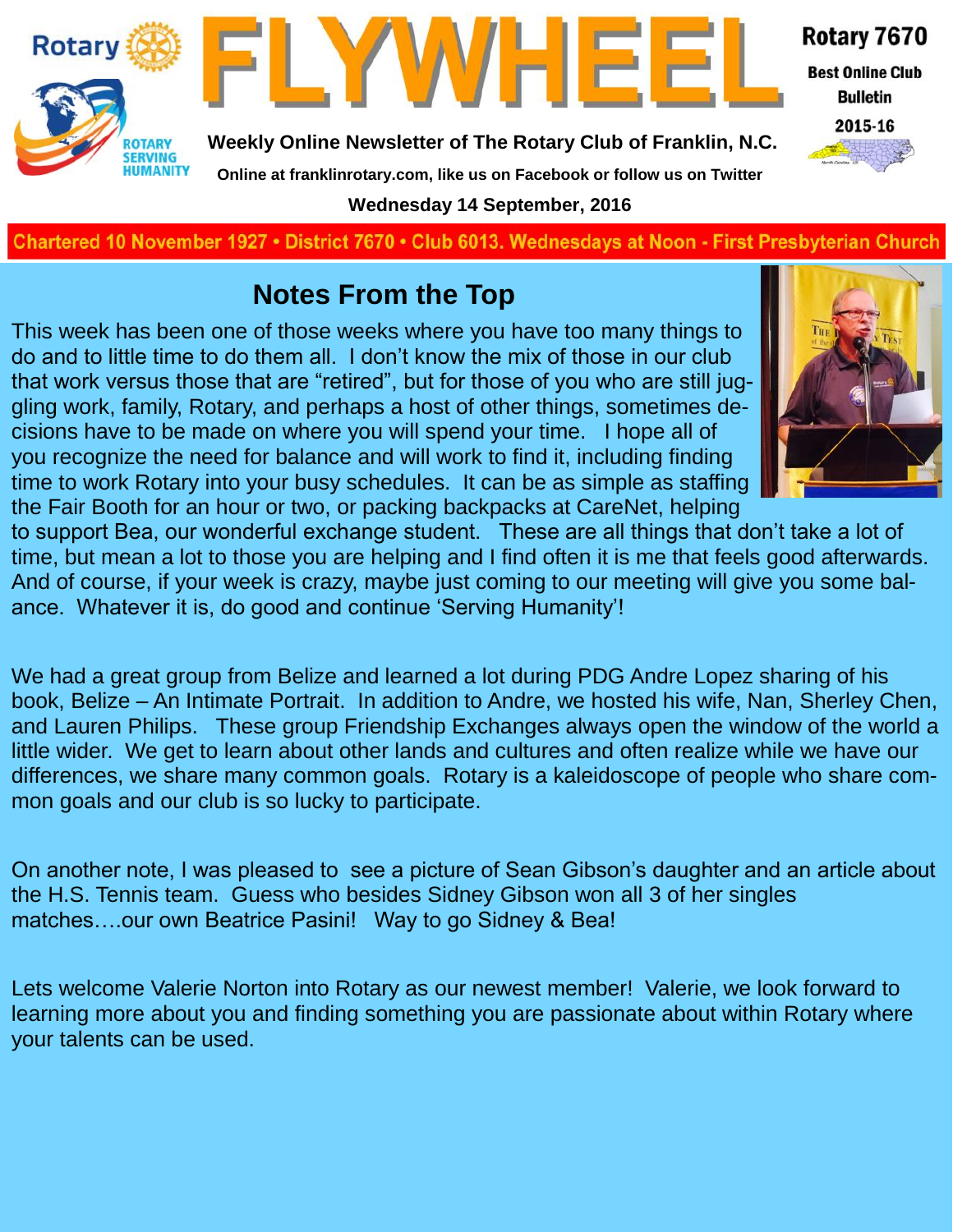Rotary

ROTARY SERVING HUMANITY

# FLYWHEEL

Rotary 7670

**Best Online Club Bulletin**

**2015-16**

**Weekly Online Newsletter of The Rotary Club of Franklin, N.C.**

**Online at franklinrotary.com, like us on Facebook or follow us on Twitter**

**Wednesday 14 September, 2016**

**Chartered 10 November 1927 • District 7670 • Club 6013. Wednesdays at Noon - First Presbyterian Church**

## Notes From the Top

This week has been one of those weeks where you have too many things to do and to little time to do them all. I don't know the mix of those in our club that work versus those that are "retired", but for those of you who are still juggling work, family, Rotary, and perhaps a host of other things, sometimes decisions have to be made on where you will spend your time. I hope all of you recognize the need for balance and will work to find it, including finding time to work Rotary into your busy schedules. It can be as simple as staffing the Fair Booth for an hour or two, or packing backpacks at CareNet, helping to support Bea, our wonderful exchange student. These are all things that don't take a lot of time, but mean a lot to those you are helping and I find often it is me that feels good afterwards. And of course, if your week is crazy, maybe just coming to our meeting will give you some balance. Whatever it is, do good and continue 'Serving Humanity'!

We had a great group from Belize and learned a lot during PDG Andre Lopez sharing of his book, Belize – An Intimate Portrait. In addition to Andre, we hosted his wife, Nan, Sherley Chen, and Lauren Philips. These group Friendship Exchanges always open the window of the world a little wider. We get to learn about other lands and cultures and often realize while we have our differences, we share many common goals. Rotary is a kaleidoscope of people who share common goals and our club is so lucky to participate.

On another note, I was pleased to see a picture of Sean Gibson's daughter and an article about the H.S. Tennis team. Guess who besides Sidney Gibson won all 3 of her singles matches….our own Beatrice Pasini! Way to go Sidney & Bea!

Lets welcome Valerie Norton into Rotary as our newest member! Valerie, we look forward to learning more about you and finding something you are passionate about within Rotary where your talents can be used.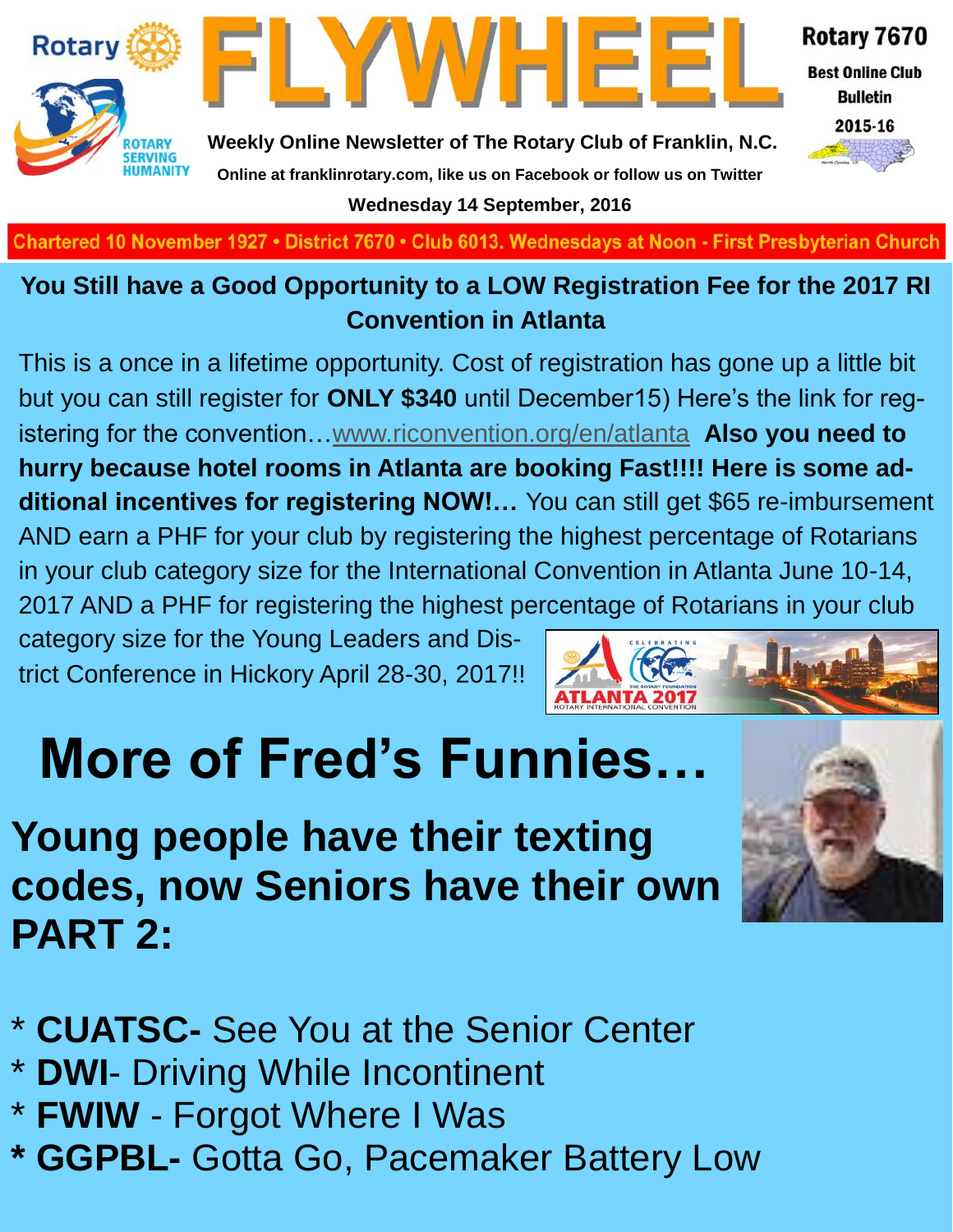# FLYWHEEL

**Weekly Online Newsletter of The Rotary Club of Franklin, N.C.**

Online at franklinrotary.com, like us on Facebook or follow us on Twitter

**Wednesday 14 September, 2016**

Rotary 7670
Best Online Club Bulletin
2015-16

Chartered 10 November 1927 • District 7670 • Club 6013. Wednesdays at Noon - First Presbyterian Church

## You Still have a Good Opportunity to a LOW Registration Fee for the 2017 RI Convention in Atlanta

This is a once in a lifetime opportunity. Cost of registration has gone up a little bit but you can still register for **ONLY $340** until December15) Here's the link for registering for the convention…www.riconvention.org/en/atlanta **Also you need to hurry because hotel rooms in Atlanta are booking Fast!!!! Here is some additional incentives for registering NOW!…** You can still get $65 re-imbursement AND earn a PHF for your club by registering the highest percentage of Rotarians in your club category size for the International Convention in Atlanta June 10-14, 2017 AND a PHF for registering the highest percentage of Rotarians in your club category size for the Young Leaders and District Conference in Hickory April 28-30, 2017!!

# More of Fred's Funnies…

## Young people have their texting codes, now Seniors have their own PART 2:

* **CUATSC-** See You at the Senior Center
* **DWI**- Driving While Incontinent
* **FWIW** - Forgot Where I Was
* **GGPBL-** Gotta Go, Pacemaker Battery Low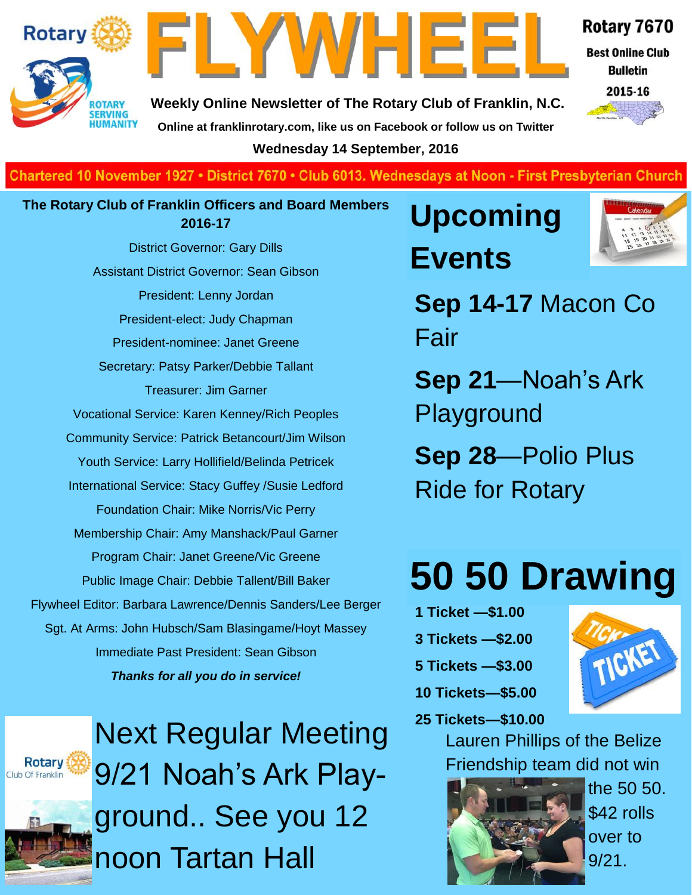Rotary

ROTARY SERVING HUMANITY

# FLYWHEEL

**Weekly Online Newsletter of The Rotary Club of Franklin, N.C.**

**Online at franklinrotary.com, like us on Facebook or follow us on Twitter**

**Wednesday 14 September, 2016**

**Rotary 7670**

**Best Online Club Bulletin**

**2015-16**

Chartered 10 November 1927 • District 7670 • Club 6013. Wednesdays at Noon - First Presbyterian Church

**The Rotary Club of Franklin Officers and Board Members 2016-17**

District Governor: Gary Dills

Assistant District Governor: Sean Gibson

President: Lenny Jordan

President-elect: Judy Chapman

President-nominee: Janet Greene

Secretary: Patsy Parker/Debbie Tallant

Treasurer: Jim Garner

Vocational Service: Karen Kenney/Rich Peoples

Community Service: Patrick Betancourt/Jim Wilson

Youth Service: Larry Hollifield/Belinda Petricek

International Service: Stacy Guffey /Susie Ledford

Foundation Chair: Mike Norris/Vic Perry

Membership Chair: Amy Manshack/Paul Garner

Program Chair: Janet Greene/Vic Greene

Public Image Chair: Debbie Tallent/Bill Baker

Flywheel Editor: Barbara Lawrence/Dennis Sanders/Lee Berger

Sgt. At Arms: John Hubsch/Sam Blasingame/Hoyt Massey

Immediate Past President: Sean Gibson

***Thanks for all you do in service!***

Rotary Club Of Franklin

Next Regular Meeting 9/21 Noah's Ark Play-ground.. See you 12 noon Tartan Hall

## Upcoming Events

**Sep 14-17** Macon Co Fair

**Sep 21**—Noah's Ark Playground

**Sep 28**—Polio Plus Ride for Rotary

## 50 50 Drawing

**1 Ticket —$1.00**

**3 Tickets —$2.00**

**5 Tickets —$3.00**

**10 Tickets—$5.00**

**25 Tickets—$10.00**

Lauren Phillips of the Belize Friendship team did not win the 50 50. $42 rolls over to 9/21.